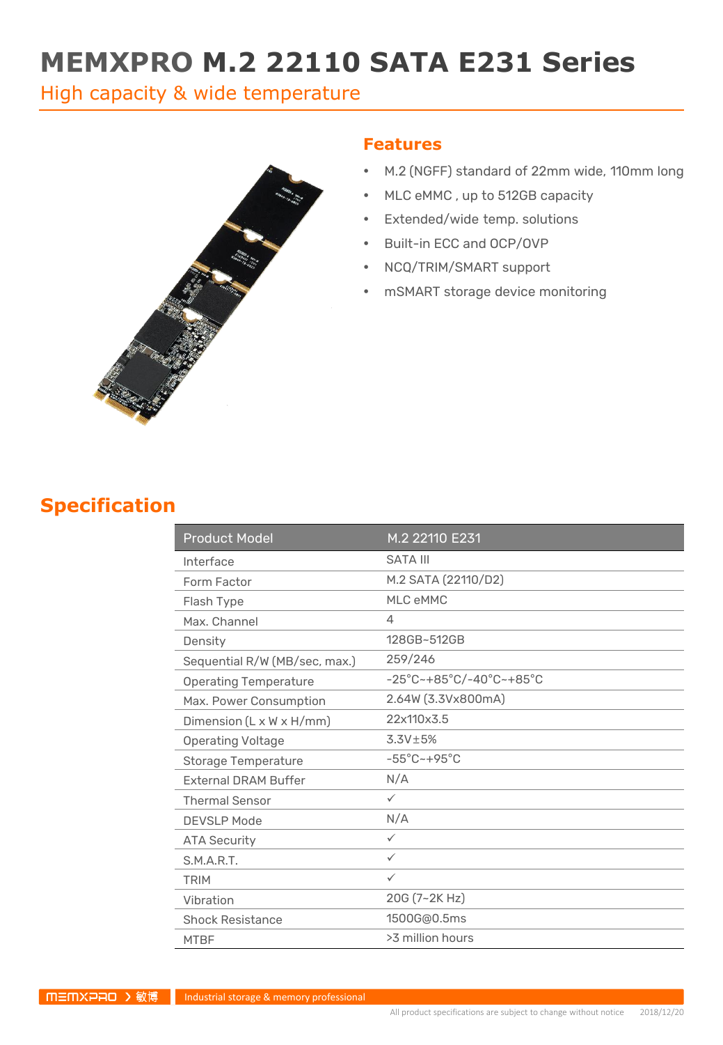# MEMXPRO M.2 22110 SATA E231 Series

High capacity & wide temperature

## Features

- M.2 (NGFF) standard of 22mm wide, 110mm long
- MLC eMMC , up to 512GB capacity
- Extended/wide temp. solutions
- Built-in ECC and OCP/OVP
- NCQ/TRIM/SMART support
- mSMART storage device monitoring

## Specification

| Product Model | M.2 22110 E231 |
|---|---|
| Interface | SATA III |
| Form Factor | M.2 SATA (22110/D2) |
| Flash Type | MLC eMMC |
| Max. Channel | 4 |
| Density | 128GB~512GB |
| Sequential R/W (MB/sec, max.) | 259/246 |
| Operating Temperature | -25°C~+85°C/-40°C~+85°C |
| Max. Power Consumption | 2.64W (3.3Vx800mA) |
| Dimension (L x W x H/mm) | 22x110x3.5 |
| Operating Voltage | 3.3V±5% |
| Storage Temperature | -55°C~+95°C |
| External DRAM Buffer | N/A |
| Thermal Sensor | ✓ |
| DEVSLP Mode | N/A |
| ATA Security | ✓ |
| S.M.A.R.T. | ✓ |
| TRIM | ✓ |
| Vibration | 20G (7~2K Hz) |
| Shock Resistance | 1500G@0.5ms |
| MTBF | >3 million hours |

MEMXPRO 敏博 Industrial storage & memory professional

All product specifications are subject to change without notice 2018/12/20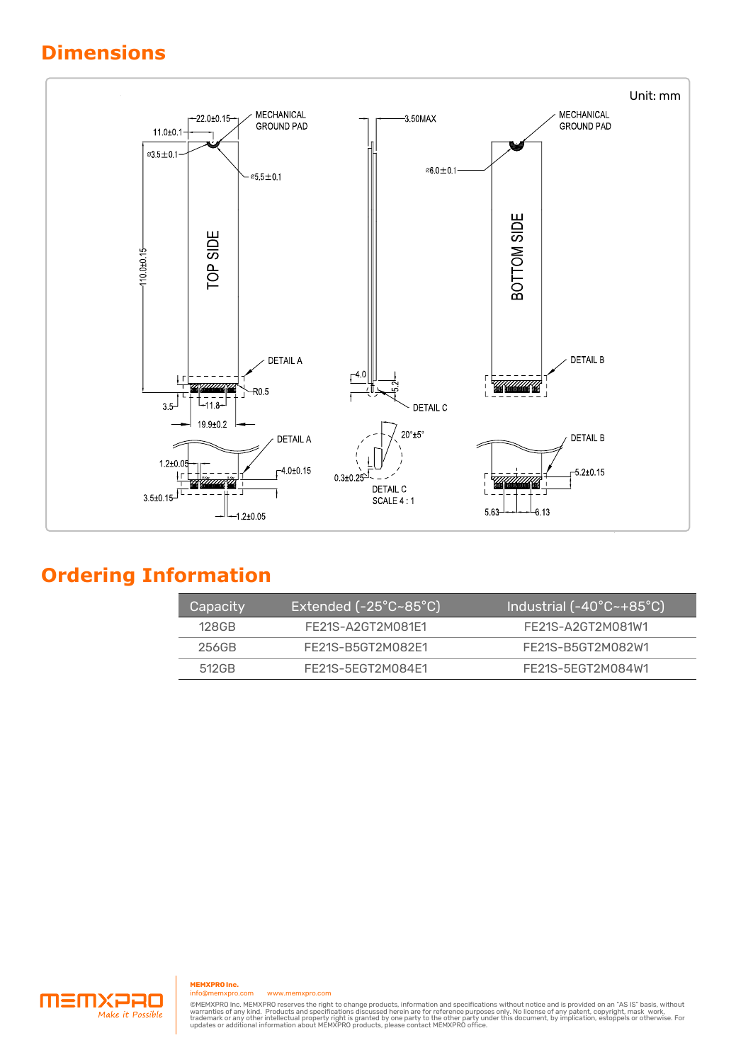## Dimensions

Unit: mm

22.0±0.15
11.0±0.1
MECHANICAL GROUND PAD
ø3.5±0.1
ø5.5±0.1
TOP SIDE
110.0±0.15
DETAIL A
R0.5
3.5
11.8
19.9±0.2
3.50MAX
4.0
5.2
DETAIL C
ø6.0±0.1
MECHANICAL GROUND PAD
BOTTOM SIDE
DETAIL B
DETAIL A
1.2±0.05
4.0±0.15
3.5±0.15
1.2±0.05
20°±5°
0.3±0.25
DETAIL C
SCALE 4 : 1
DETAIL B
5.2±0.15
5.63
6.13

## Ordering Information

| Capacity | Extended (-25°C~85°C) | Industrial (-40°C~+85°C) |
|---|---|---|
| 128GB | FE21S-A2GT2M081E1 | FE21S-A2GT2M081W1 |
| 256GB | FE21S-B5GT2M082E1 | FE21S-B5GT2M082W1 |
| 512GB | FE21S-5EGT2M084E1 | FE21S-5EGT2M084W1 |

MEMXPRO
Make it Possible

**MEMXPRO Inc.**
info@memxpro.com www.memxpro.com

©MEMXPRO Inc. MEMXPRO reserves the right to change products, information and specifications without notice and is provided on an "AS IS" basis, without warranties of any kind. Products and specifications discussed herein are for reference purposes only. No license of any patent, copyright, mask work, trademark or any other intellectual property right is granted by one party to the other party under this document, by implication, estoppels or otherwise. For updates or additional information about MEMXPRO products, please contact MEMXPRO office.